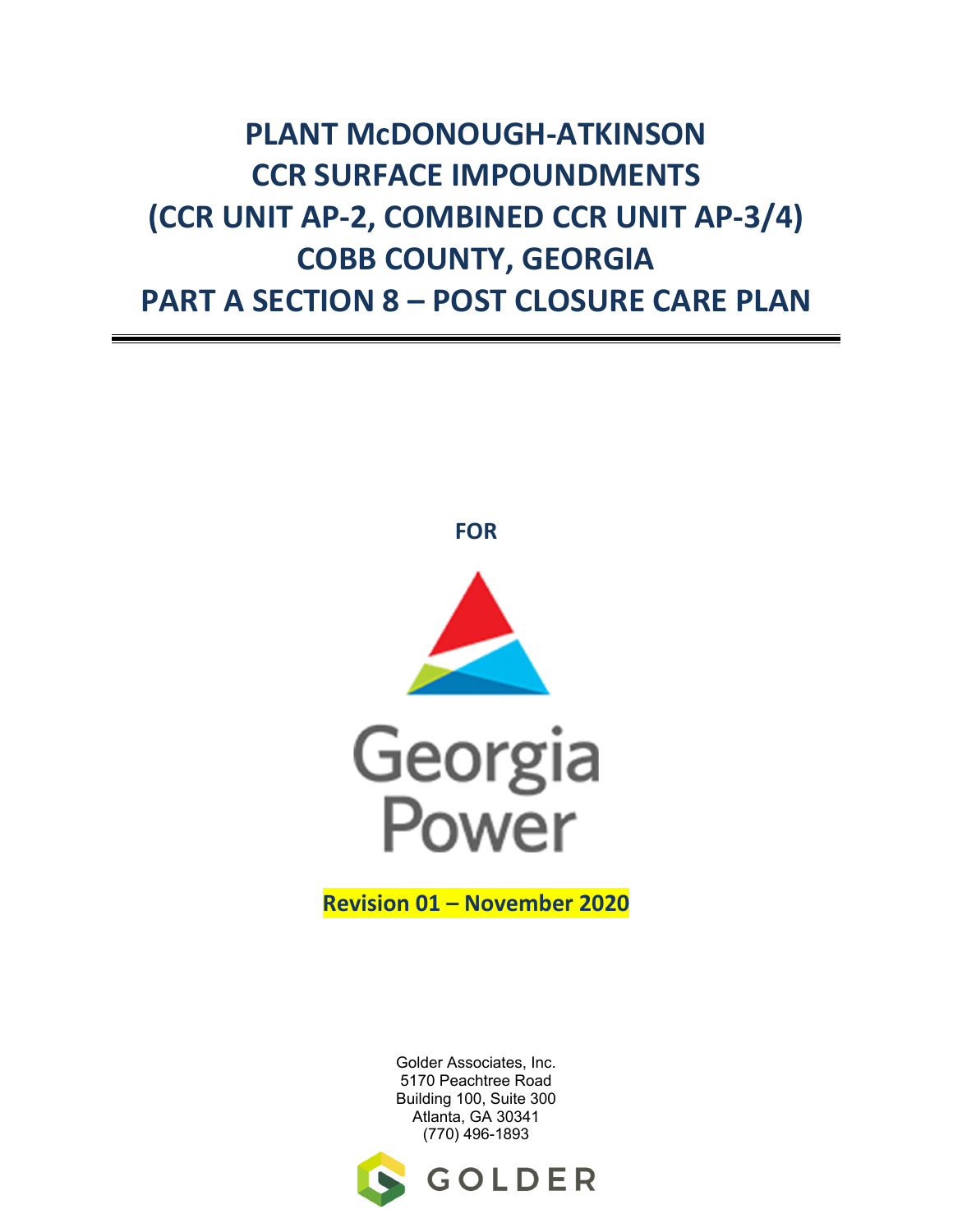# PLANT McDONOUGH-ATKINSON
# CCR SURFACE IMPOUNDMENTS
# (CCR UNIT AP-2, COMBINED CCR UNIT AP-3/4)
# COBB COUNTY, GEORGIA
# PART A SECTION 8 – POST CLOSURE CARE PLAN

**FOR**

Georgia Power

**Revision 01 – November 2020**

Golder Associates, Inc.
5170 Peachtree Road
Building 100, Suite 300
Atlanta, GA 30341
(770) 496-1893

GOLDER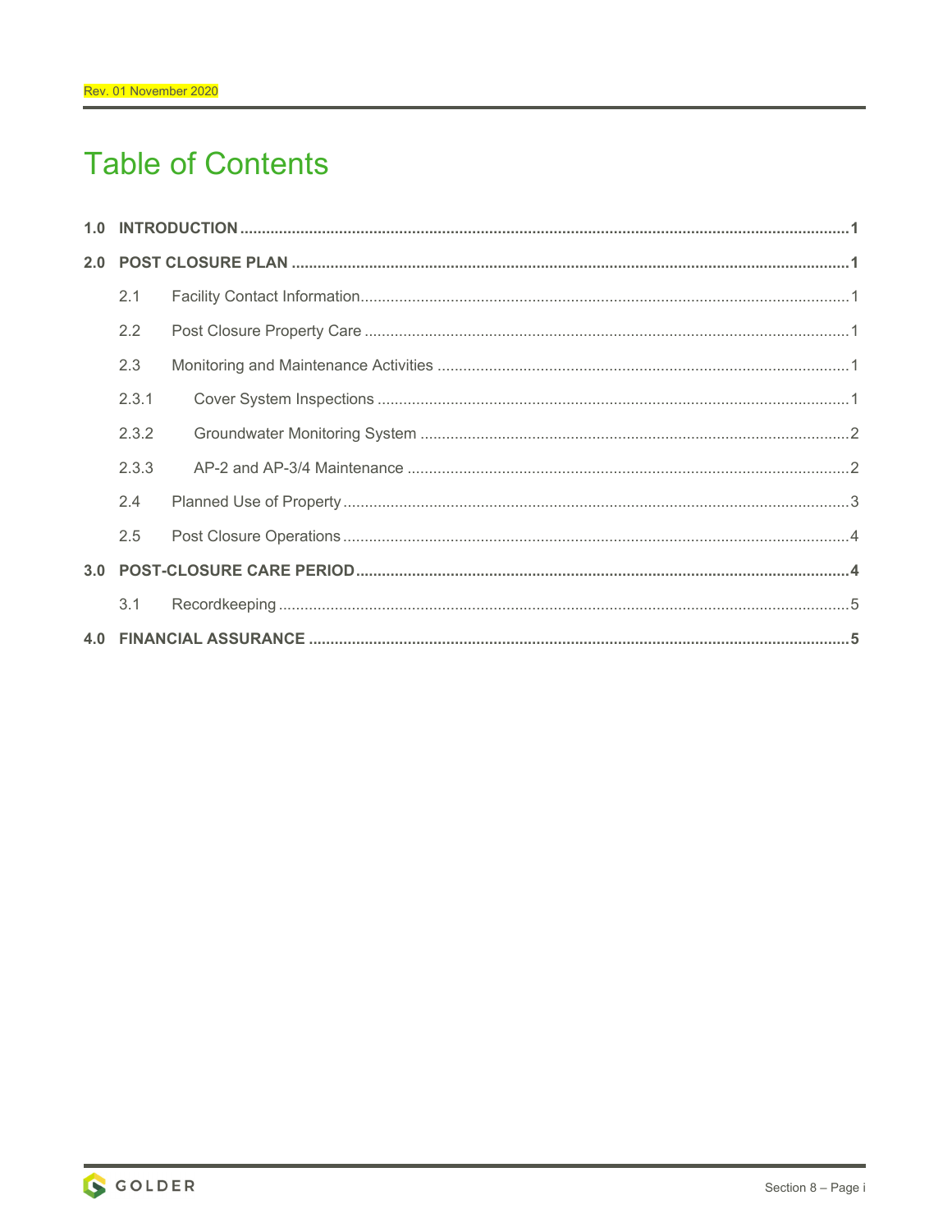Rev. 01 November 2020

# Table of Contents

**1.0 INTRODUCTION** .......... **1**

**2.0 POST CLOSURE PLAN** .......... **1**

- 2.1 Facility Contact Information .......... 1
- 2.2 Post Closure Property Care .......... 1
- 2.3 Monitoring and Maintenance Activities .......... 1
  - 2.3.1 Cover System Inspections .......... 1
  - 2.3.2 Groundwater Monitoring System .......... 2
  - 2.3.3 AP-2 and AP-3/4 Maintenance .......... 2
- 2.4 Planned Use of Property .......... 3
- 2.5 Post Closure Operations .......... 4

**3.0 POST-CLOSURE CARE PERIOD** .......... **4**

- 3.1 Recordkeeping .......... 5

**4.0 FINANCIAL ASSURANCE** .......... **5**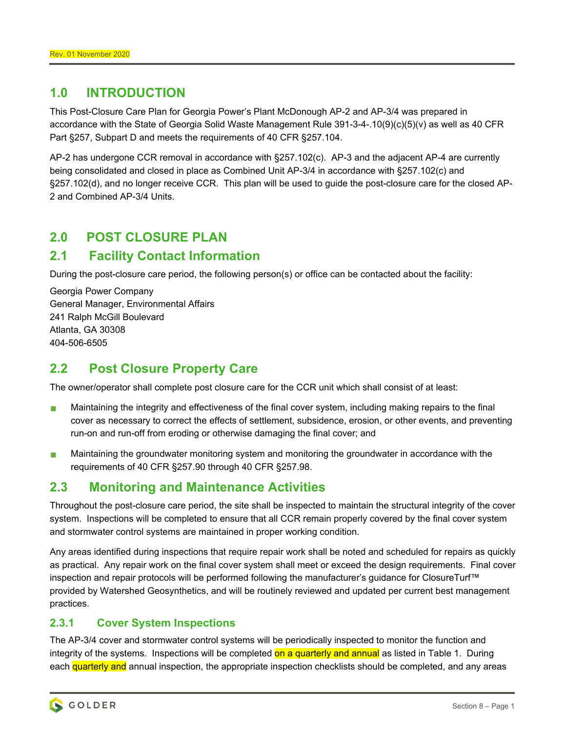Rev. 01 November 2020

# 1.0 INTRODUCTION

This Post-Closure Care Plan for Georgia Power's Plant McDonough AP-2 and AP-3/4 was prepared in accordance with the State of Georgia Solid Waste Management Rule 391-3-4-.10(9)(c)(5)(v) as well as 40 CFR Part §257, Subpart D and meets the requirements of 40 CFR §257.104.

AP-2 has undergone CCR removal in accordance with §257.102(c). AP-3 and the adjacent AP-4 are currently being consolidated and closed in place as Combined Unit AP-3/4 in accordance with §257.102(c) and §257.102(d), and no longer receive CCR. This plan will be used to guide the post-closure care for the closed AP-2 and Combined AP-3/4 Units.

# 2.0 POST CLOSURE PLAN

## 2.1 Facility Contact Information

During the post-closure care period, the following person(s) or office can be contacted about the facility:

Georgia Power Company
General Manager, Environmental Affairs
241 Ralph McGill Boulevard
Atlanta, GA 30308
404-506-6505

## 2.2 Post Closure Property Care

The owner/operator shall complete post closure care for the CCR unit which shall consist of at least:

- Maintaining the integrity and effectiveness of the final cover system, including making repairs to the final cover as necessary to correct the effects of settlement, subsidence, erosion, or other events, and preventing run-on and run-off from eroding or otherwise damaging the final cover; and
- Maintaining the groundwater monitoring system and monitoring the groundwater in accordance with the requirements of 40 CFR §257.90 through 40 CFR §257.98.

## 2.3 Monitoring and Maintenance Activities

Throughout the post-closure care period, the site shall be inspected to maintain the structural integrity of the cover system. Inspections will be completed to ensure that all CCR remain properly covered by the final cover system and stormwater control systems are maintained in proper working condition.

Any areas identified during inspections that require repair work shall be noted and scheduled for repairs as quickly as practical. Any repair work on the final cover system shall meet or exceed the design requirements. Final cover inspection and repair protocols will be performed following the manufacturer's guidance for ClosureTurf™ provided by Watershed Geosynthetics, and will be routinely reviewed and updated per current best management practices.

### 2.3.1 Cover System Inspections

The AP-3/4 cover and stormwater control systems will be periodically inspected to monitor the function and integrity of the systems. Inspections will be completed on a quarterly and annual as listed in Table 1. During each quarterly and annual inspection, the appropriate inspection checklists should be completed, and any areas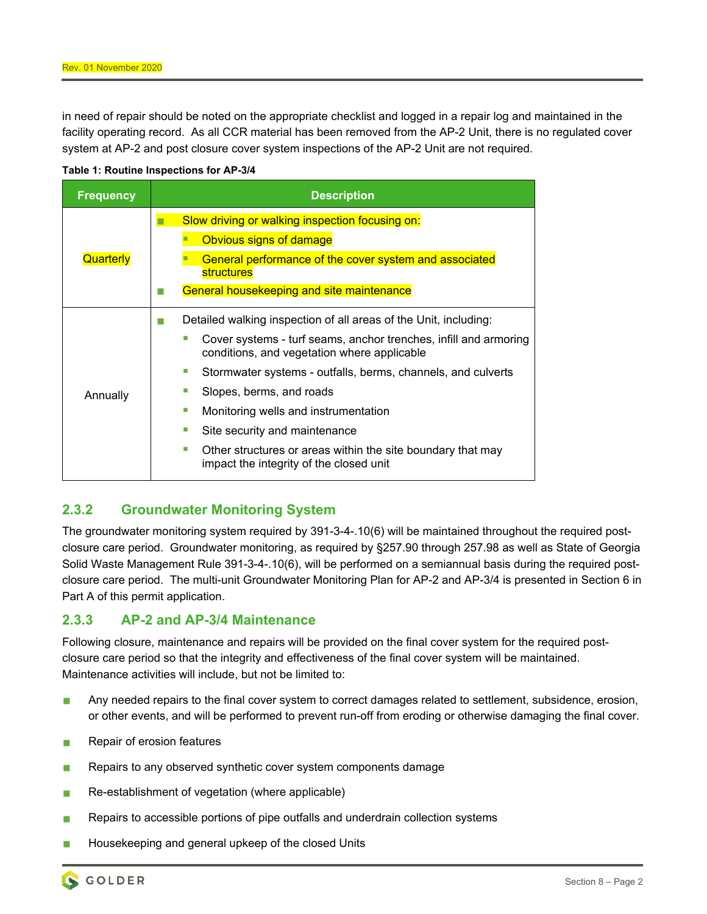in need of repair should be noted on the appropriate checklist and logged in a repair log and maintained in the facility operating record. As all CCR material has been removed from the AP-2 Unit, there is no regulated cover system at AP-2 and post closure cover system inspections of the AP-2 Unit are not required.

**Table 1: Routine Inspections for AP-3/4**

| Frequency | Description |
|---|---|
| Quarterly | ■ Slow driving or walking inspection focusing on:<br>▪ Obvious signs of damage<br>▪ General performance of the cover system and associated structures<br>■ General housekeeping and site maintenance |
| Annually | ■ Detailed walking inspection of all areas of the Unit, including:<br>▪ Cover systems - turf seams, anchor trenches, infill and armoring conditions, and vegetation where applicable<br>▪ Stormwater systems - outfalls, berms, channels, and culverts<br>▪ Slopes, berms, and roads<br>▪ Monitoring wells and instrumentation<br>▪ Site security and maintenance<br>▪ Other structures or areas within the site boundary that may impact the integrity of the closed unit |

### 2.3.2 Groundwater Monitoring System

The groundwater monitoring system required by 391-3-4-.10(6) will be maintained throughout the required post-closure care period. Groundwater monitoring, as required by §257.90 through 257.98 as well as State of Georgia Solid Waste Management Rule 391-3-4-.10(6), will be performed on a semiannual basis during the required post-closure care period. The multi-unit Groundwater Monitoring Plan for AP-2 and AP-3/4 is presented in Section 6 in Part A of this permit application.

### 2.3.3 AP-2 and AP-3/4 Maintenance

Following closure, maintenance and repairs will be provided on the final cover system for the required post-closure care period so that the integrity and effectiveness of the final cover system will be maintained. Maintenance activities will include, but not be limited to:

- Any needed repairs to the final cover system to correct damages related to settlement, subsidence, erosion, or other events, and will be performed to prevent run-off from eroding or otherwise damaging the final cover.
- Repair of erosion features
- Repairs to any observed synthetic cover system components damage
- Re-establishment of vegetation (where applicable)
- Repairs to accessible portions of pipe outfalls and underdrain collection systems
- Housekeeping and general upkeep of the closed Units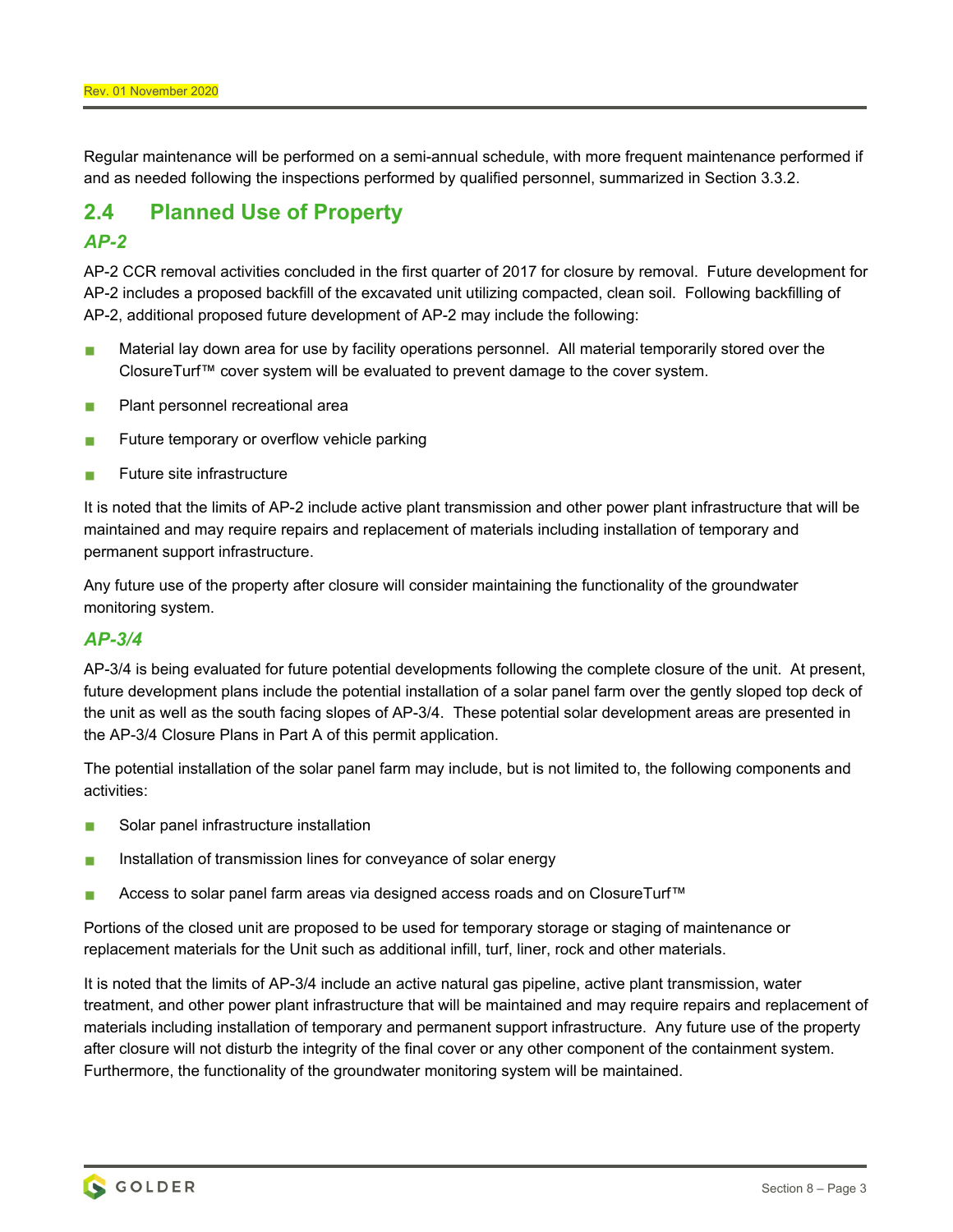Regular maintenance will be performed on a semi-annual schedule, with more frequent maintenance performed if and as needed following the inspections performed by qualified personnel, summarized in Section 3.3.2.

## 2.4 Planned Use of Property

### *AP-2*

AP-2 CCR removal activities concluded in the first quarter of 2017 for closure by removal. Future development for AP-2 includes a proposed backfill of the excavated unit utilizing compacted, clean soil. Following backfilling of AP-2, additional proposed future development of AP-2 may include the following:

- Material lay down area for use by facility operations personnel. All material temporarily stored over the ClosureTurf™ cover system will be evaluated to prevent damage to the cover system.
- Plant personnel recreational area
- Future temporary or overflow vehicle parking
- Future site infrastructure

It is noted that the limits of AP-2 include active plant transmission and other power plant infrastructure that will be maintained and may require repairs and replacement of materials including installation of temporary and permanent support infrastructure.

Any future use of the property after closure will consider maintaining the functionality of the groundwater monitoring system.

### *AP-3/4*

AP-3/4 is being evaluated for future potential developments following the complete closure of the unit. At present, future development plans include the potential installation of a solar panel farm over the gently sloped top deck of the unit as well as the south facing slopes of AP-3/4. These potential solar development areas are presented in the AP-3/4 Closure Plans in Part A of this permit application.

The potential installation of the solar panel farm may include, but is not limited to, the following components and activities:

- Solar panel infrastructure installation
- Installation of transmission lines for conveyance of solar energy
- Access to solar panel farm areas via designed access roads and on ClosureTurf™

Portions of the closed unit are proposed to be used for temporary storage or staging of maintenance or replacement materials for the Unit such as additional infill, turf, liner, rock and other materials.

It is noted that the limits of AP-3/4 include an active natural gas pipeline, active plant transmission, water treatment, and other power plant infrastructure that will be maintained and may require repairs and replacement of materials including installation of temporary and permanent support infrastructure. Any future use of the property after closure will not disturb the integrity of the final cover or any other component of the containment system. Furthermore, the functionality of the groundwater monitoring system will be maintained.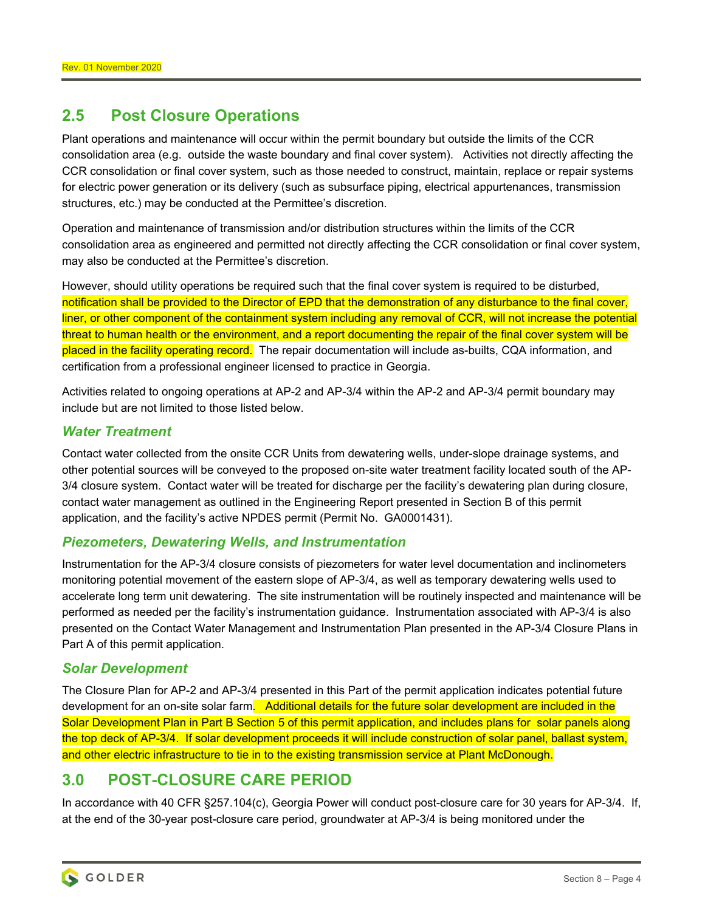## 2.5 Post Closure Operations

Plant operations and maintenance will occur within the permit boundary but outside the limits of the CCR consolidation area (e.g. outside the waste boundary and final cover system). Activities not directly affecting the CCR consolidation or final cover system, such as those needed to construct, maintain, replace or repair systems for electric power generation or its delivery (such as subsurface piping, electrical appurtenances, transmission structures, etc.) may be conducted at the Permittee's discretion.

Operation and maintenance of transmission and/or distribution structures within the limits of the CCR consolidation area as engineered and permitted not directly affecting the CCR consolidation or final cover system, may also be conducted at the Permittee's discretion.

However, should utility operations be required such that the final cover system is required to be disturbed, notification shall be provided to the Director of EPD that the demonstration of any disturbance to the final cover, liner, or other component of the containment system including any removal of CCR, will not increase the potential threat to human health or the environment, and a report documenting the repair of the final cover system will be placed in the facility operating record. The repair documentation will include as-builts, CQA information, and certification from a professional engineer licensed to practice in Georgia.

Activities related to ongoing operations at AP-2 and AP-3/4 within the AP-2 and AP-3/4 permit boundary may include but are not limited to those listed below.

### *Water Treatment*

Contact water collected from the onsite CCR Units from dewatering wells, under-slope drainage systems, and other potential sources will be conveyed to the proposed on-site water treatment facility located south of the AP-3/4 closure system. Contact water will be treated for discharge per the facility's dewatering plan during closure, contact water management as outlined in the Engineering Report presented in Section B of this permit application, and the facility's active NPDES permit (Permit No. GA0001431).

### *Piezometers, Dewatering Wells, and Instrumentation*

Instrumentation for the AP-3/4 closure consists of piezometers for water level documentation and inclinometers monitoring potential movement of the eastern slope of AP-3/4, as well as temporary dewatering wells used to accelerate long term unit dewatering. The site instrumentation will be routinely inspected and maintenance will be performed as needed per the facility's instrumentation guidance. Instrumentation associated with AP-3/4 is also presented on the Contact Water Management and Instrumentation Plan presented in the AP-3/4 Closure Plans in Part A of this permit application.

### *Solar Development*

The Closure Plan for AP-2 and AP-3/4 presented in this Part of the permit application indicates potential future development for an on-site solar farm. Additional details for the future solar development are included in the Solar Development Plan in Part B Section 5 of this permit application, and includes plans for solar panels along the top deck of AP-3/4. If solar development proceeds it will include construction of solar panel, ballast system, and other electric infrastructure to tie in to the existing transmission service at Plant McDonough.

## 3.0 POST-CLOSURE CARE PERIOD

In accordance with 40 CFR §257.104(c), Georgia Power will conduct post-closure care for 30 years for AP-3/4. If, at the end of the 30-year post-closure care period, groundwater at AP-3/4 is being monitored under the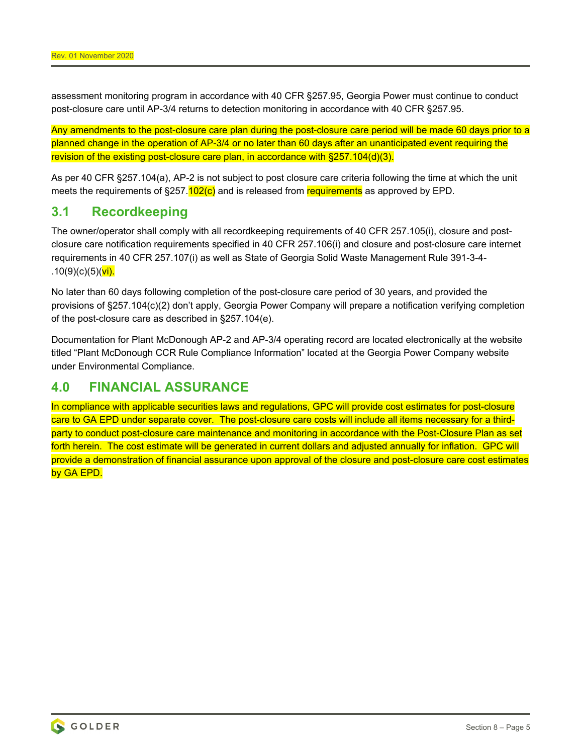assessment monitoring program in accordance with 40 CFR §257.95, Georgia Power must continue to conduct post-closure care until AP-3/4 returns to detection monitoring in accordance with 40 CFR §257.95.

Any amendments to the post-closure care plan during the post-closure care period will be made 60 days prior to a planned change in the operation of AP-3/4 or no later than 60 days after an unanticipated event requiring the revision of the existing post-closure care plan, in accordance with §257.104(d)(3).

As per 40 CFR §257.104(a), AP-2 is not subject to post closure care criteria following the time at which the unit meets the requirements of §257.102(c) and is released from requirements as approved by EPD.

## 3.1 Recordkeeping

The owner/operator shall comply with all recordkeeping requirements of 40 CFR 257.105(i), closure and post-closure care notification requirements specified in 40 CFR 257.106(i) and closure and post-closure care internet requirements in 40 CFR 257.107(i) as well as State of Georgia Solid Waste Management Rule 391-3-4-.10(9)(c)(5)(vi).

No later than 60 days following completion of the post-closure care period of 30 years, and provided the provisions of §257.104(c)(2) don't apply, Georgia Power Company will prepare a notification verifying completion of the post-closure care as described in §257.104(e).

Documentation for Plant McDonough AP-2 and AP-3/4 operating record are located electronically at the website titled "Plant McDonough CCR Rule Compliance Information" located at the Georgia Power Company website under Environmental Compliance.

# 4.0 FINANCIAL ASSURANCE

In compliance with applicable securities laws and regulations, GPC will provide cost estimates for post-closure care to GA EPD under separate cover. The post-closure care costs will include all items necessary for a third-party to conduct post-closure care maintenance and monitoring in accordance with the Post-Closure Plan as set forth herein. The cost estimate will be generated in current dollars and adjusted annually for inflation. GPC will provide a demonstration of financial assurance upon approval of the closure and post-closure care cost estimates by GA EPD.